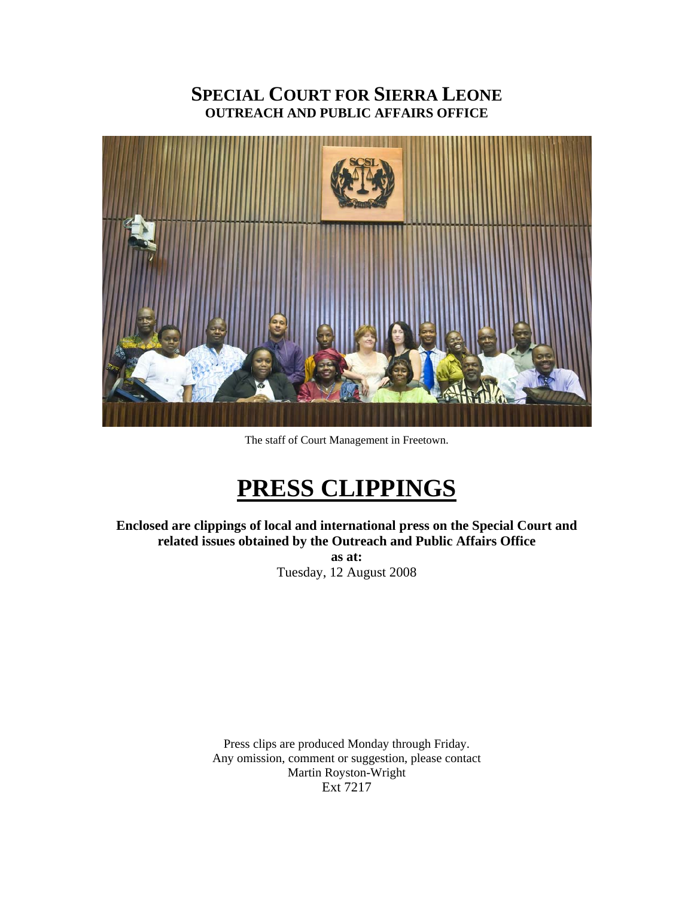# SPECIAL COURT FOR SIERRA LEONE
## OUTREACH AND PUBLIC AFFAIRS OFFICE

The staff of Court Management in Freetown.

# PRESS CLIPPINGS

**Enclosed are clippings of local and international press on the Special Court and related issues obtained by the Outreach and Public Affairs Office as at:**

Tuesday, 12 August 2008

Press clips are produced Monday through Friday.
Any omission, comment or suggestion, please contact
Martin Royston-Wright
Ext 7217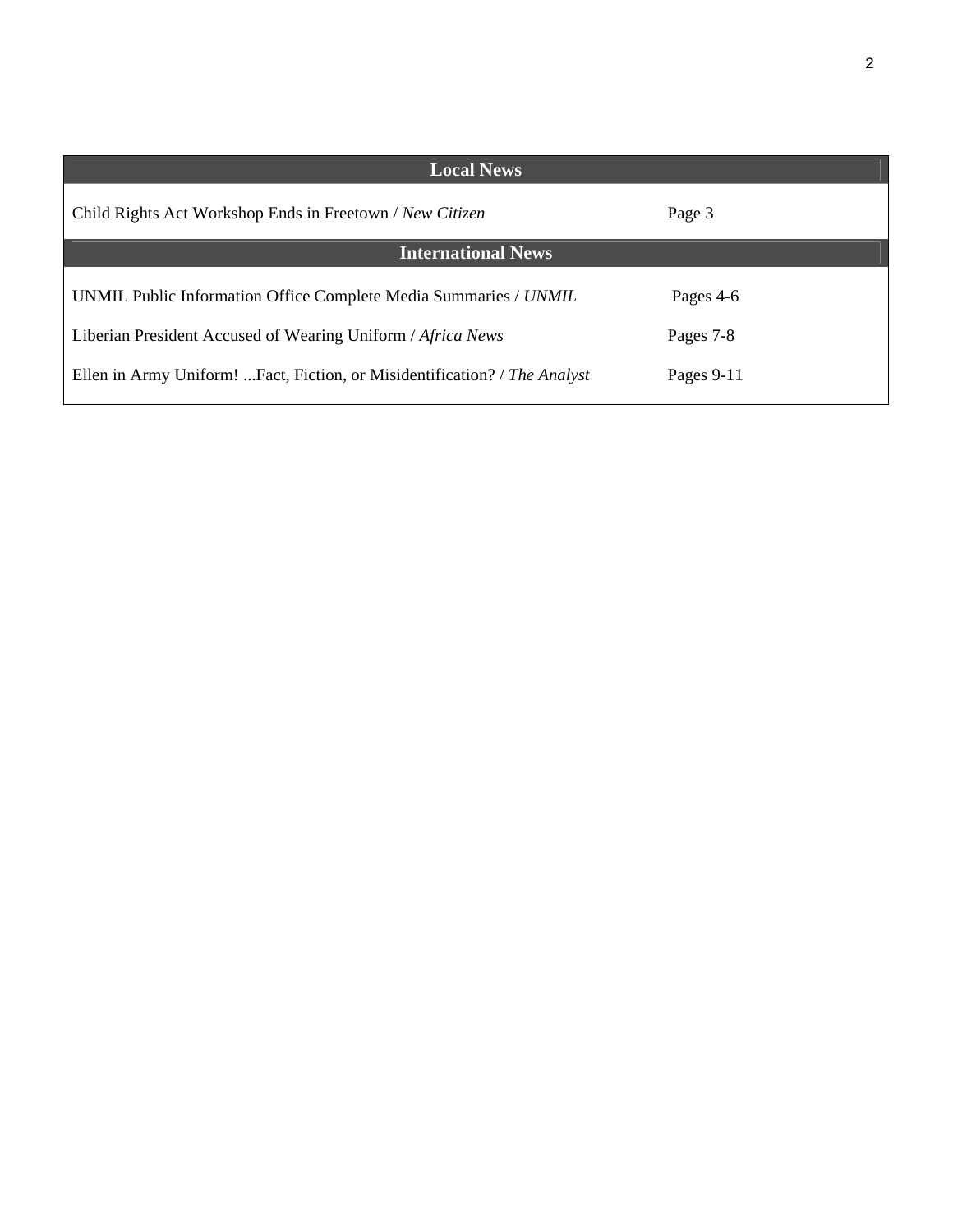| Local News | |
| --- | --- |
| Child Rights Act Workshop Ends in Freetown / *New Citizen* | Page 3 |
| **International News** | |
| UNMIL Public Information Office Complete Media Summaries / *UNMIL* | Pages 4-6 |
| Liberian President Accused of Wearing Uniform / *Africa News* | Pages 7-8 |
| Ellen in Army Uniform! ...Fact, Fiction, or Misidentification? / *The Analyst* | Pages 9-11 |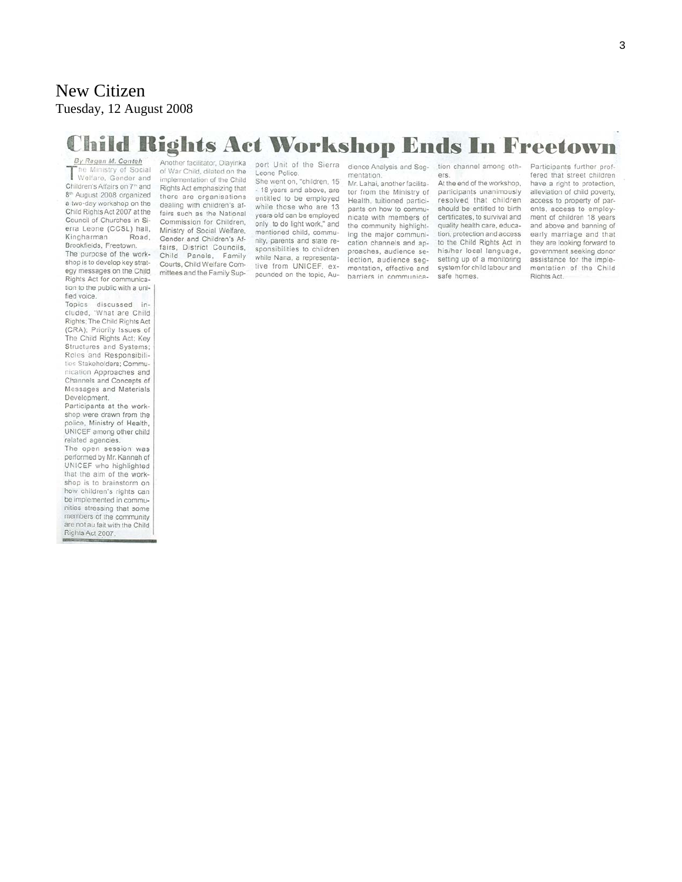New Citizen
Tuesday, 12 August 2008

# Child Rights Act Workshop Ends In Freetown

*By Ragan M. Conteh*

The Ministry of Social Welfare, Gender and Children's Affairs on 7th and 8th August 2008 organized a two-day workshop on the Child Rights Act 2007 at the Council of Churches in Sierra Leone (CCSL) hall, Kingharman Road, Brookfields, Freetown.

The purpose of the workshop is to develop key strategy messages on the Child Rights Act for communication to the public with a unified voice.

Topics discussed included, 'What are Child Rights; The Child Rights Act (CRA); Priority Issues of The Child Rights Act; Key Structures and Systems; Roles and Responsibilities Stakeholders; Communication Approaches and Channels and Concepts of Messages and Materials Development.

Participants at the workshop were drawn from the police, Ministry of Health, UNICEF among other child related agencies.

The open session was performed by Mr. Kanneh of UNICEF who highlighted that the aim of the workshop is to brainstorm on how children's rights can be implemented in communities stressing that some members of the community are not au fait with the Child Rights Act 2007.

Another facilitator, Olayinka of War Child, dilated on the implementation of the Child Rights Act emphasizing that there are organisations dealing with children's affairs such as the National Commission for Children, Ministry of Social Welfare, Gender and Children's Affairs, District Councils, Child Panels, Family Courts, Child Welfare Committees and the Family Support Unit of the Sierra Leone Police.

She went on, "children, 15 - 18 years and above, are entitled to be employed while those who are 13 years old can be employed only to do light work," and mentioned child, community, parents and state responsibilities to children while Nana, a representative from UNICEF, expounded on the topic, Audience Analysis and Segmentation.

Mr. Lahai, another facilitator from the Ministry of Health, tuitioned participants on how to communicate with members of the community highlighting the major communication channels and approaches, audience selection, audience segmentation, effective and barriers in communication channel among others.

At the end of the workshop, participants unanimously resolved that children should be entitled to birth certificates, to survival and quality health care, education, protection and access to the Child Rights Act in his/her local language, setting up of a monitoring system for child labour and safe homes.

Participants further proffered that street children have a right to protection, alleviation of child poverty, access to property of parents, access to employment of children 18 years and above and banning of early marriage and that they are looking forward to government seeking donor assistance for the implementation of the Child Rights Act.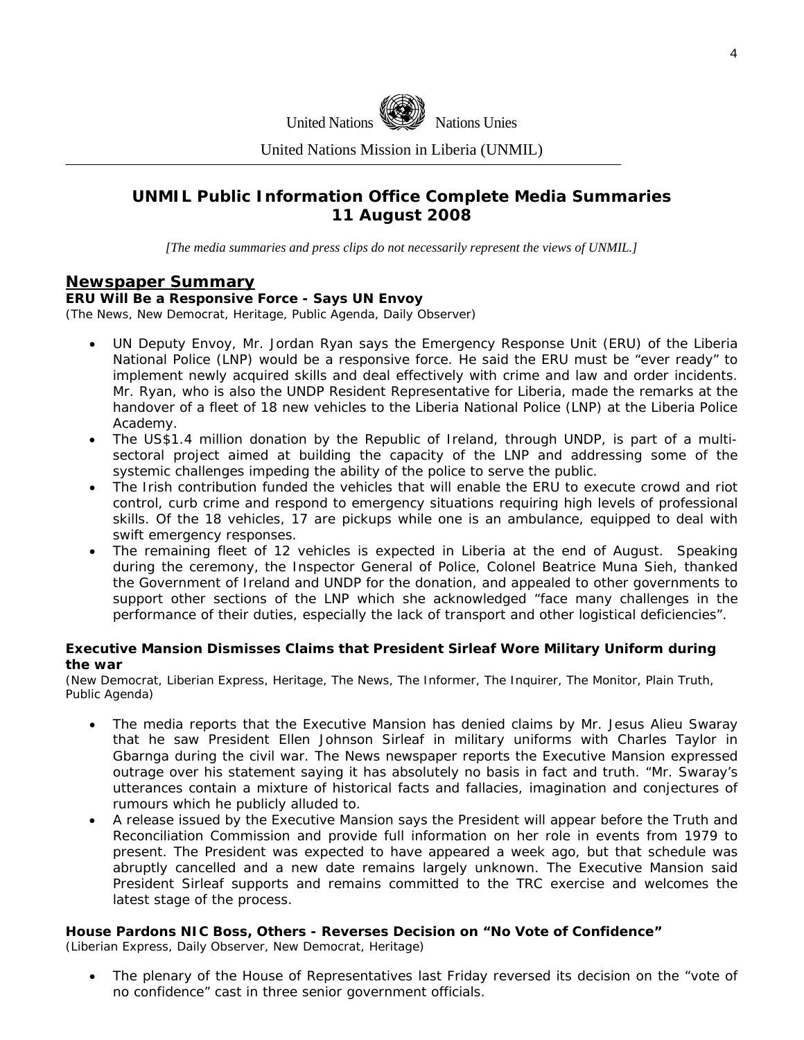United Nations Nations Unies

United Nations Mission in Liberia (UNMIL)

# UNMIL Public Information Office Complete Media Summaries
# 11 August 2008

*[The media summaries and press clips do not necessarily represent the views of UNMIL.]*

## Newspaper Summary

**ERU Will Be a Responsive Force - Says UN Envoy**
(The News, New Democrat, Heritage, Public Agenda, Daily Observer)

- UN Deputy Envoy, Mr. Jordan Ryan says the Emergency Response Unit (ERU) of the Liberia National Police (LNP) would be a responsive force. He said the ERU must be "ever ready" to implement newly acquired skills and deal effectively with crime and law and order incidents. Mr. Ryan, who is also the UNDP Resident Representative for Liberia, made the remarks at the handover of a fleet of 18 new vehicles to the Liberia National Police (LNP) at the Liberia Police Academy.
- The US$1.4 million donation by the Republic of Ireland, through UNDP, is part of a multi-sectoral project aimed at building the capacity of the LNP and addressing some of the systemic challenges impeding the ability of the police to serve the public.
- The Irish contribution funded the vehicles that will enable the ERU to execute crowd and riot control, curb crime and respond to emergency situations requiring high levels of professional skills. Of the 18 vehicles, 17 are pickups while one is an ambulance, equipped to deal with swift emergency responses.
- The remaining fleet of 12 vehicles is expected in Liberia at the end of August. Speaking during the ceremony, the Inspector General of Police, Colonel Beatrice Muna Sieh, thanked the Government of Ireland and UNDP for the donation, and appealed to other governments to support other sections of the LNP which she acknowledged "face many challenges in the performance of their duties, especially the lack of transport and other logistical deficiencies".

**Executive Mansion Dismisses Claims that President Sirleaf Wore Military Uniform during the war**
(New Democrat, Liberian Express, Heritage, The News, The Informer, The Inquirer, The Monitor, Plain Truth, Public Agenda)

- The media reports that the Executive Mansion has denied claims by Mr. Jesus Alieu Swaray that he saw President Ellen Johnson Sirleaf in military uniforms with Charles Taylor in Gbarnga during the civil war. The News newspaper reports the Executive Mansion expressed outrage over his statement saying it has absolutely no basis in fact and truth. "Mr. Swaray's utterances contain a mixture of historical facts and fallacies, imagination and conjectures of rumours which he publicly alluded to.
- A release issued by the Executive Mansion says the President will appear before the Truth and Reconciliation Commission and provide full information on her role in events from 1979 to present. The President was expected to have appeared a week ago, but that schedule was abruptly cancelled and a new date remains largely unknown. The Executive Mansion said President Sirleaf supports and remains committed to the TRC exercise and welcomes the latest stage of the process.

**House Pardons NIC Boss, Others - Reverses Decision on "No Vote of Confidence"**
(Liberian Express, Daily Observer, New Democrat, Heritage)

- The plenary of the House of Representatives last Friday reversed its decision on the "vote of no confidence" cast in three senior government officials.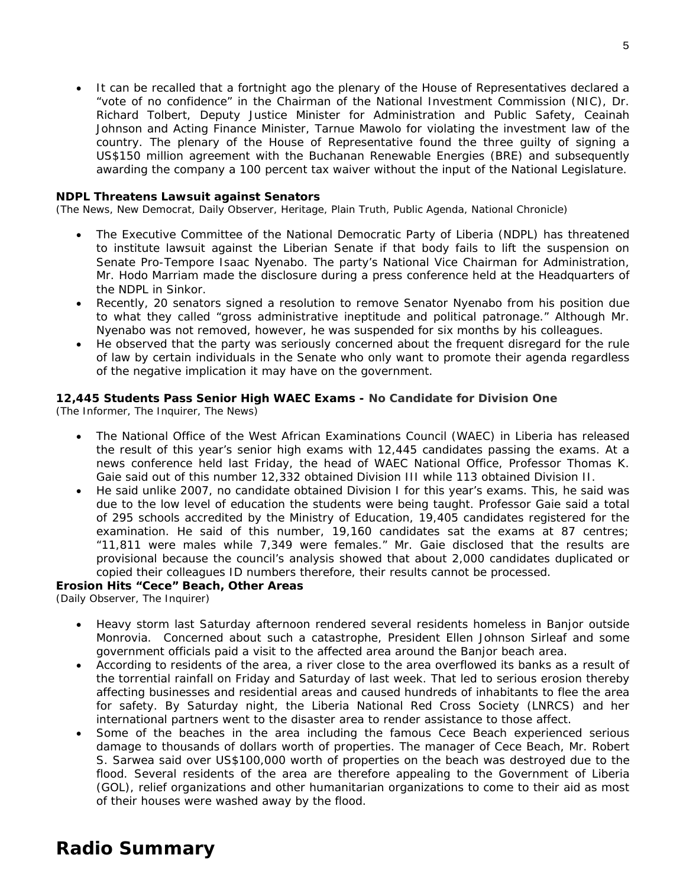- It can be recalled that a fortnight ago the plenary of the House of Representatives declared a "vote of no confidence" in the Chairman of the National Investment Commission (NIC), Dr. Richard Tolbert, Deputy Justice Minister for Administration and Public Safety, Ceainah Johnson and Acting Finance Minister, Tarnue Mawolo for violating the investment law of the country. The plenary of the House of Representative found the three guilty of signing a US$150 million agreement with the Buchanan Renewable Energies (BRE) and subsequently awarding the company a 100 percent tax waiver without the input of the National Legislature.

**NDPL Threatens Lawsuit against Senators**
(The News, New Democrat, Daily Observer, Heritage, Plain Truth, Public Agenda, National Chronicle)

- The Executive Committee of the National Democratic Party of Liberia (NDPL) has threatened to institute lawsuit against the Liberian Senate if that body fails to lift the suspension on Senate Pro-Tempore Isaac Nyenabo. The party's National Vice Chairman for Administration, Mr. Hodo Marriam made the disclosure during a press conference held at the Headquarters of the NDPL in Sinkor.
- Recently, 20 senators signed a resolution to remove Senator Nyenabo from his position due to what they called "gross administrative ineptitude and political patronage." Although Mr. Nyenabo was not removed, however, he was suspended for six months by his colleagues.
- He observed that the party was seriously concerned about the frequent disregard for the rule of law by certain individuals in the Senate who only want to promote their agenda regardless of the negative implication it may have on the government.

**12,445 Students Pass Senior High WAEC Exams - No Candidate for Division One**
(The Informer, The Inquirer, The News)

- The National Office of the West African Examinations Council (WAEC) in Liberia has released the result of this year's senior high exams with 12,445 candidates passing the exams. At a news conference held last Friday, the head of WAEC National Office, Professor Thomas K. Gaie said out of this number 12,332 obtained Division III while 113 obtained Division II.
- He said unlike 2007, no candidate obtained Division I for this year's exams. This, he said was due to the low level of education the students were being taught. Professor Gaie said a total of 295 schools accredited by the Ministry of Education, 19,405 candidates registered for the examination. He said of this number, 19,160 candidates sat the exams at 87 centres; "11,811 were males while 7,349 were females." Mr. Gaie disclosed that the results are provisional because the council's analysis showed that about 2,000 candidates duplicated or copied their colleagues ID numbers therefore, their results cannot be processed.

**Erosion Hits "Cece" Beach, Other Areas**
(Daily Observer, The Inquirer)

- Heavy storm last Saturday afternoon rendered several residents homeless in Banjor outside Monrovia. Concerned about such a catastrophe, President Ellen Johnson Sirleaf and some government officials paid a visit to the affected area around the Banjor beach area.
- According to residents of the area, a river close to the area overflowed its banks as a result of the torrential rainfall on Friday and Saturday of last week. That led to serious erosion thereby affecting businesses and residential areas and caused hundreds of inhabitants to flee the area for safety. By Saturday night, the Liberia National Red Cross Society (LNRCS) and her international partners went to the disaster area to render assistance to those affect.
- Some of the beaches in the area including the famous Cece Beach experienced serious damage to thousands of dollars worth of properties. The manager of Cece Beach, Mr. Robert S. Sarwea said over US$100,000 worth of properties on the beach was destroyed due to the flood. Several residents of the area are therefore appealing to the Government of Liberia (GOL), relief organizations and other humanitarian organizations to come to their aid as most of their houses were washed away by the flood.

# Radio Summary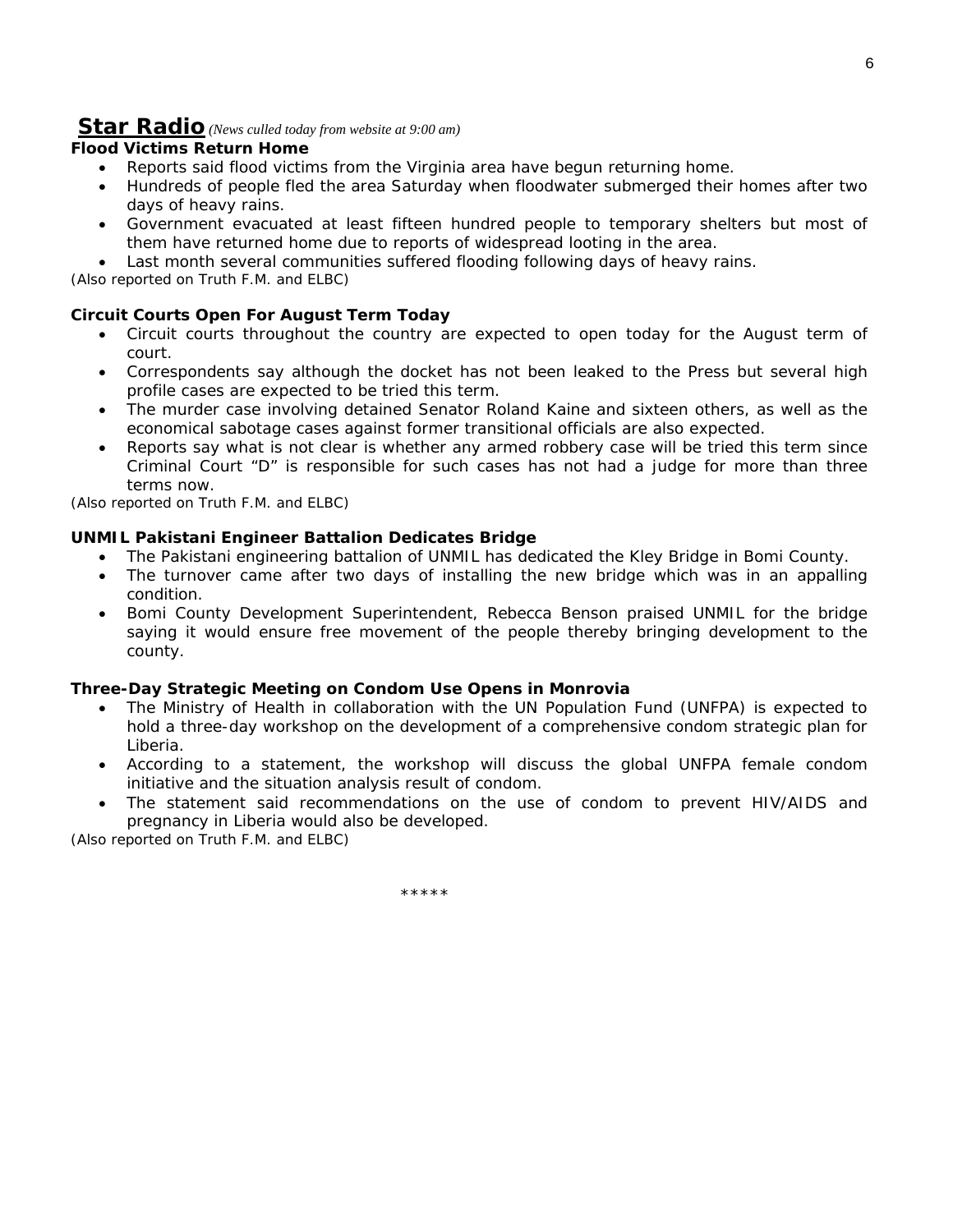## **Star Radio** *(News culled today from website at 9:00 am)*

**Flood Victims Return Home**

- Reports said flood victims from the Virginia area have begun returning home.
- Hundreds of people fled the area Saturday when floodwater submerged their homes after two days of heavy rains.
- Government evacuated at least fifteen hundred people to temporary shelters but most of them have returned home due to reports of widespread looting in the area.
- Last month several communities suffered flooding following days of heavy rains.

(Also reported on Truth F.M. and ELBC)

**Circuit Courts Open For August Term Today**

- Circuit courts throughout the country are expected to open today for the August term of court.
- Correspondents say although the docket has not been leaked to the Press but several high profile cases are expected to be tried this term.
- The murder case involving detained Senator Roland Kaine and sixteen others, as well as the economical sabotage cases against former transitional officials are also expected.
- Reports say what is not clear is whether any armed robbery case will be tried this term since Criminal Court "D" is responsible for such cases has not had a judge for more than three terms now.

(Also reported on Truth F.M. and ELBC)

**UNMIL Pakistani Engineer Battalion Dedicates Bridge**

- The Pakistani engineering battalion of UNMIL has dedicated the Kley Bridge in Bomi County.
- The turnover came after two days of installing the new bridge which was in an appalling condition.
- Bomi County Development Superintendent, Rebecca Benson praised UNMIL for the bridge saying it would ensure free movement of the people thereby bringing development to the county.

**Three-Day Strategic Meeting on Condom Use Opens in Monrovia**

- The Ministry of Health in collaboration with the UN Population Fund (UNFPA) is expected to hold a three-day workshop on the development of a comprehensive condom strategic plan for Liberia.
- According to a statement, the workshop will discuss the global UNFPA female condom initiative and the situation analysis result of condom.
- The statement said recommendations on the use of condom to prevent HIV/AIDS and pregnancy in Liberia would also be developed.

(Also reported on Truth F.M. and ELBC)

*****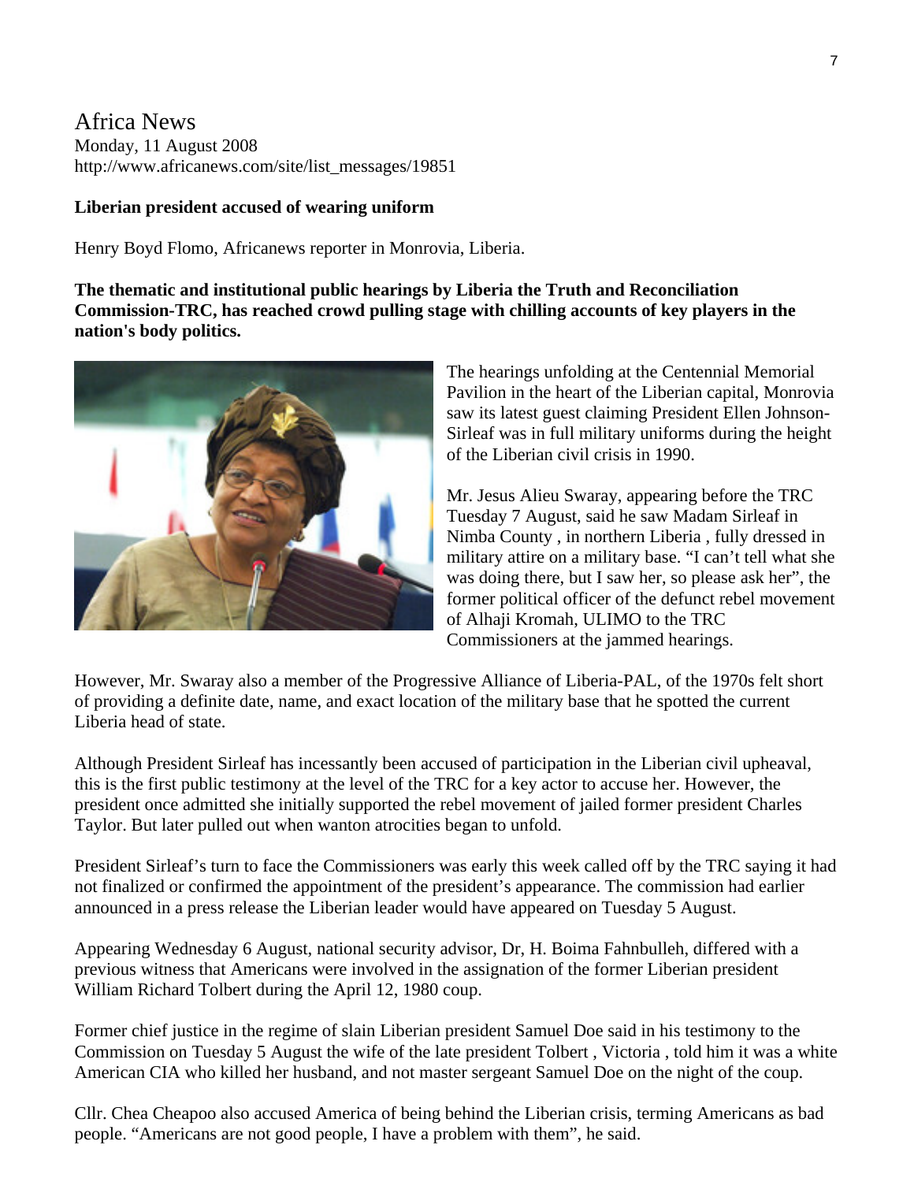Africa News
Monday, 11 August 2008
http://www.africanews.com/site/list_messages/19851

**Liberian president accused of wearing uniform**

Henry Boyd Flomo, Africanews reporter in Monrovia, Liberia.

**The thematic and institutional public hearings by Liberia the Truth and Reconciliation Commission-TRC, has reached crowd pulling stage with chilling accounts of key players in the nation's body politics.**

The hearings unfolding at the Centennial Memorial Pavilion in the heart of the Liberian capital, Monrovia saw its latest guest claiming President Ellen Johnson-Sirleaf was in full military uniforms during the height of the Liberian civil crisis in 1990.

Mr. Jesus Alieu Swaray, appearing before the TRC Tuesday 7 August, said he saw Madam Sirleaf in Nimba County , in northern Liberia , fully dressed in military attire on a military base. "I can't tell what she was doing there, but I saw her, so please ask her", the former political officer of the defunct rebel movement of Alhaji Kromah, ULIMO to the TRC Commissioners at the jammed hearings.

However, Mr. Swaray also a member of the Progressive Alliance of Liberia-PAL, of the 1970s felt short of providing a definite date, name, and exact location of the military base that he spotted the current Liberia head of state.

Although President Sirleaf has incessantly been accused of participation in the Liberian civil upheaval, this is the first public testimony at the level of the TRC for a key actor to accuse her. However, the president once admitted she initially supported the rebel movement of jailed former president Charles Taylor. But later pulled out when wanton atrocities began to unfold.

President Sirleaf's turn to face the Commissioners was early this week called off by the TRC saying it had not finalized or confirmed the appointment of the president's appearance. The commission had earlier announced in a press release the Liberian leader would have appeared on Tuesday 5 August.

Appearing Wednesday 6 August, national security advisor, Dr, H. Boima Fahnbulleh, differed with a previous witness that Americans were involved in the assignation of the former Liberian president William Richard Tolbert during the April 12, 1980 coup.

Former chief justice in the regime of slain Liberian president Samuel Doe said in his testimony to the Commission on Tuesday 5 August the wife of the late president Tolbert , Victoria , told him it was a white American CIA who killed her husband, and not master sergeant Samuel Doe on the night of the coup.

Cllr. Chea Cheapoo also accused America of being behind the Liberian crisis, terming Americans as bad people. "Americans are not good people, I have a problem with them", he said.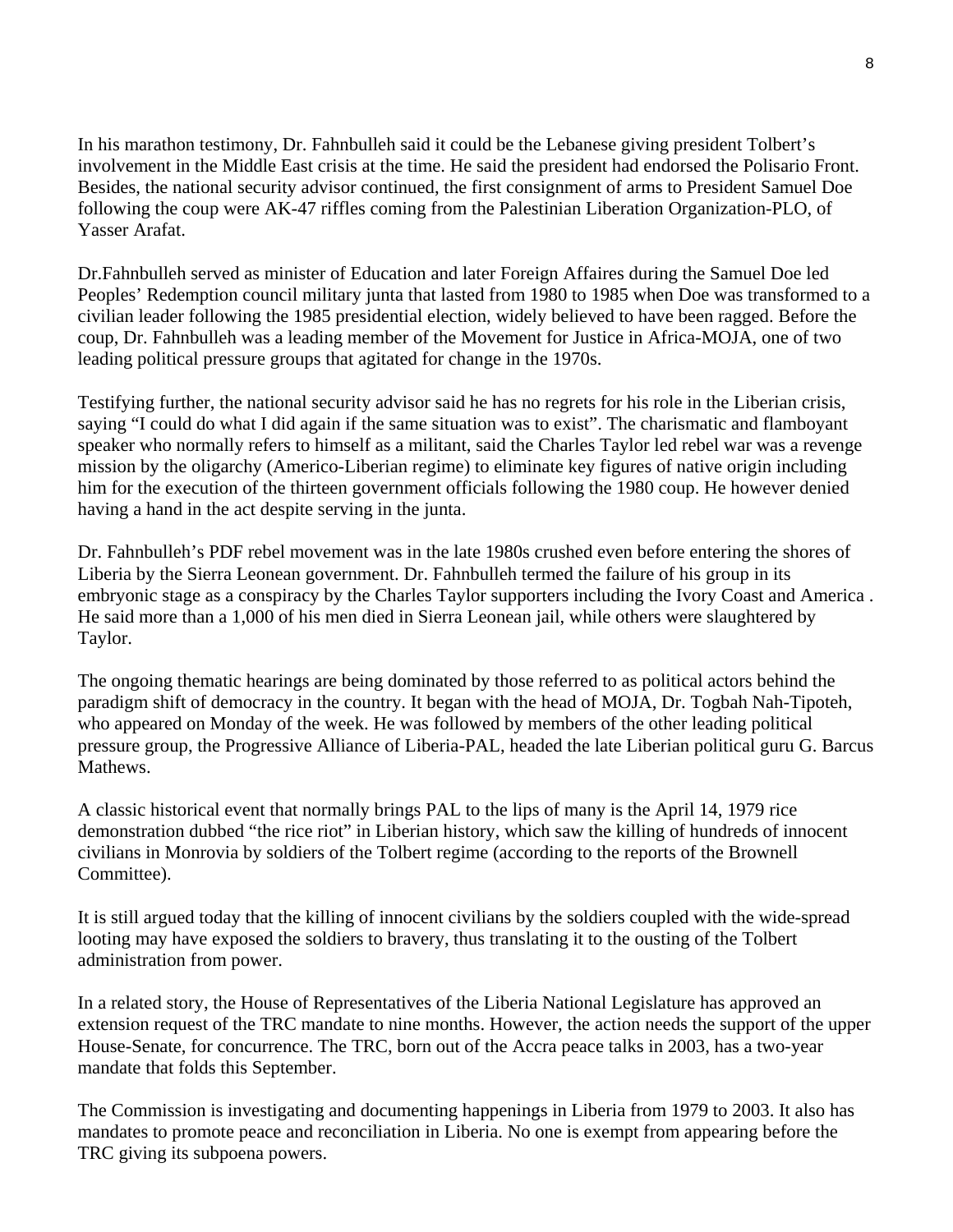In his marathon testimony, Dr. Fahnbulleh said it could be the Lebanese giving president Tolbert's involvement in the Middle East crisis at the time. He said the president had endorsed the Polisario Front. Besides, the national security advisor continued, the first consignment of arms to President Samuel Doe following the coup were AK-47 riffles coming from the Palestinian Liberation Organization-PLO, of Yasser Arafat.

Dr.Fahnbulleh served as minister of Education and later Foreign Affaires during the Samuel Doe led Peoples' Redemption council military junta that lasted from 1980 to 1985 when Doe was transformed to a civilian leader following the 1985 presidential election, widely believed to have been ragged. Before the coup, Dr. Fahnbulleh was a leading member of the Movement for Justice in Africa-MOJA, one of two leading political pressure groups that agitated for change in the 1970s.

Testifying further, the national security advisor said he has no regrets for his role in the Liberian crisis, saying "I could do what I did again if the same situation was to exist". The charismatic and flamboyant speaker who normally refers to himself as a militant, said the Charles Taylor led rebel war was a revenge mission by the oligarchy (Americo-Liberian regime) to eliminate key figures of native origin including him for the execution of the thirteen government officials following the 1980 coup. He however denied having a hand in the act despite serving in the junta.

Dr. Fahnbulleh's PDF rebel movement was in the late 1980s crushed even before entering the shores of Liberia by the Sierra Leonean government. Dr. Fahnbulleh termed the failure of his group in its embryonic stage as a conspiracy by the Charles Taylor supporters including the Ivory Coast and America . He said more than a 1,000 of his men died in Sierra Leonean jail, while others were slaughtered by Taylor.

The ongoing thematic hearings are being dominated by those referred to as political actors behind the paradigm shift of democracy in the country. It began with the head of MOJA, Dr. Togbah Nah-Tipoteh, who appeared on Monday of the week. He was followed by members of the other leading political pressure group, the Progressive Alliance of Liberia-PAL, headed the late Liberian political guru G. Barcus Mathews.

A classic historical event that normally brings PAL to the lips of many is the April 14, 1979 rice demonstration dubbed "the rice riot" in Liberian history, which saw the killing of hundreds of innocent civilians in Monrovia by soldiers of the Tolbert regime (according to the reports of the Brownell Committee).

It is still argued today that the killing of innocent civilians by the soldiers coupled with the wide-spread looting may have exposed the soldiers to bravery, thus translating it to the ousting of the Tolbert administration from power.

In a related story, the House of Representatives of the Liberia National Legislature has approved an extension request of the TRC mandate to nine months. However, the action needs the support of the upper House-Senate, for concurrence. The TRC, born out of the Accra peace talks in 2003, has a two-year mandate that folds this September.

The Commission is investigating and documenting happenings in Liberia from 1979 to 2003. It also has mandates to promote peace and reconciliation in Liberia. No one is exempt from appearing before the TRC giving its subpoena powers.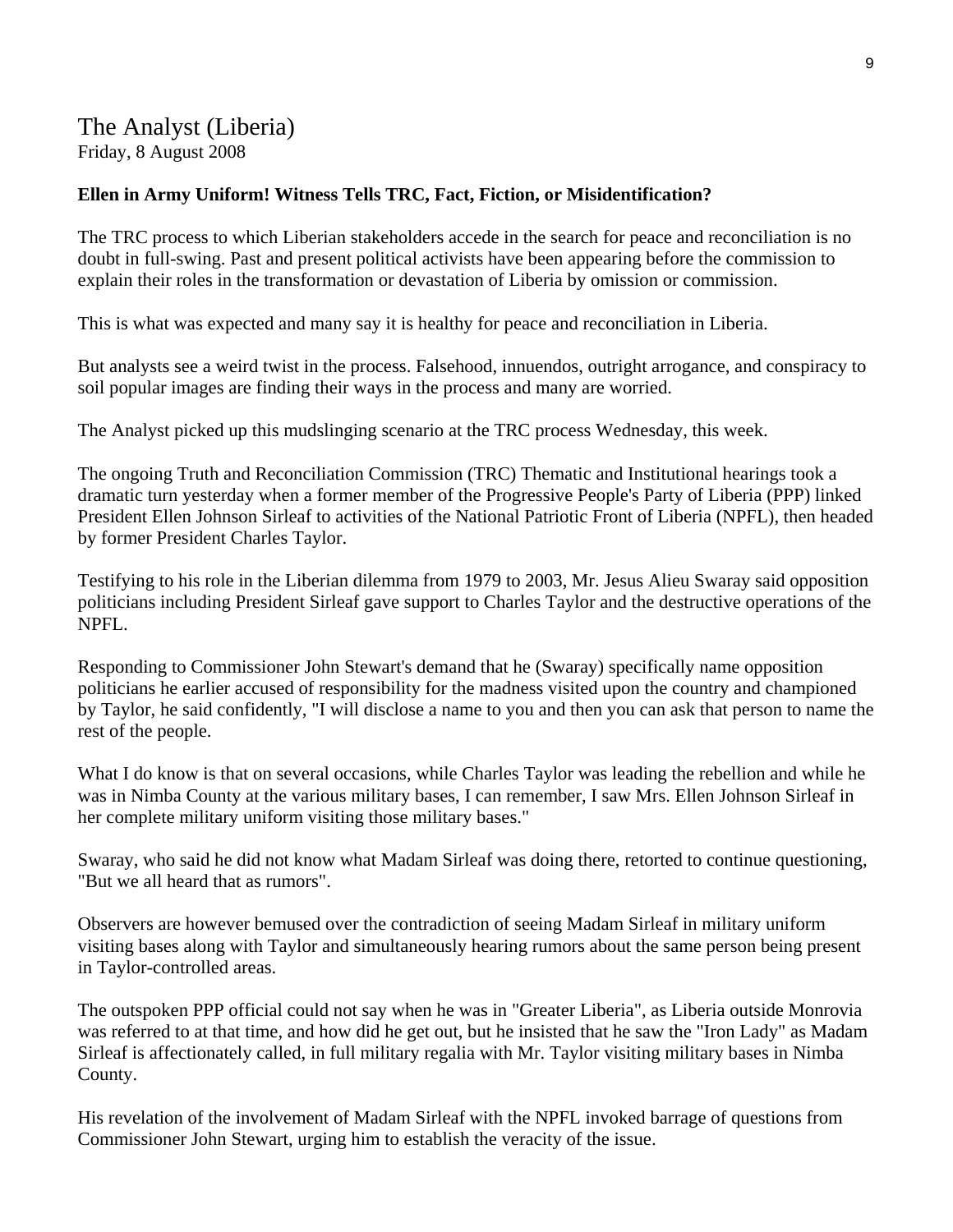## The Analyst (Liberia)

Friday, 8 August 2008

**Ellen in Army Uniform! Witness Tells TRC, Fact, Fiction, or Misidentification?**

The TRC process to which Liberian stakeholders accede in the search for peace and reconciliation is no doubt in full-swing. Past and present political activists have been appearing before the commission to explain their roles in the transformation or devastation of Liberia by omission or commission.

This is what was expected and many say it is healthy for peace and reconciliation in Liberia.

But analysts see a weird twist in the process. Falsehood, innuendos, outright arrogance, and conspiracy to soil popular images are finding their ways in the process and many are worried.

The Analyst picked up this mudslinging scenario at the TRC process Wednesday, this week.

The ongoing Truth and Reconciliation Commission (TRC) Thematic and Institutional hearings took a dramatic turn yesterday when a former member of the Progressive People's Party of Liberia (PPP) linked President Ellen Johnson Sirleaf to activities of the National Patriotic Front of Liberia (NPFL), then headed by former President Charles Taylor.

Testifying to his role in the Liberian dilemma from 1979 to 2003, Mr. Jesus Alieu Swaray said opposition politicians including President Sirleaf gave support to Charles Taylor and the destructive operations of the NPFL.

Responding to Commissioner John Stewart's demand that he (Swaray) specifically name opposition politicians he earlier accused of responsibility for the madness visited upon the country and championed by Taylor, he said confidently, "I will disclose a name to you and then you can ask that person to name the rest of the people.

What I do know is that on several occasions, while Charles Taylor was leading the rebellion and while he was in Nimba County at the various military bases, I can remember, I saw Mrs. Ellen Johnson Sirleaf in her complete military uniform visiting those military bases."

Swaray, who said he did not know what Madam Sirleaf was doing there, retorted to continue questioning, "But we all heard that as rumors".

Observers are however bemused over the contradiction of seeing Madam Sirleaf in military uniform visiting bases along with Taylor and simultaneously hearing rumors about the same person being present in Taylor-controlled areas.

The outspoken PPP official could not say when he was in "Greater Liberia", as Liberia outside Monrovia was referred to at that time, and how did he get out, but he insisted that he saw the "Iron Lady" as Madam Sirleaf is affectionately called, in full military regalia with Mr. Taylor visiting military bases in Nimba County.

His revelation of the involvement of Madam Sirleaf with the NPFL invoked barrage of questions from Commissioner John Stewart, urging him to establish the veracity of the issue.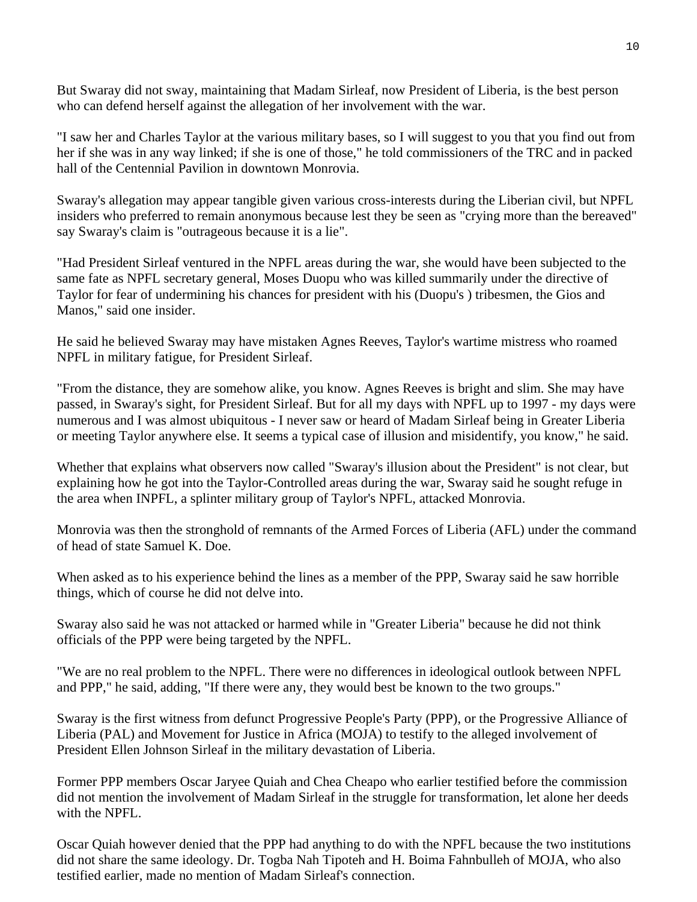But Swaray did not sway, maintaining that Madam Sirleaf, now President of Liberia, is the best person who can defend herself against the allegation of her involvement with the war.

"I saw her and Charles Taylor at the various military bases, so I will suggest to you that you find out from her if she was in any way linked; if she is one of those," he told commissioners of the TRC and in packed hall of the Centennial Pavilion in downtown Monrovia.

Swaray's allegation may appear tangible given various cross-interests during the Liberian civil, but NPFL insiders who preferred to remain anonymous because lest they be seen as "crying more than the bereaved" say Swaray's claim is "outrageous because it is a lie".

"Had President Sirleaf ventured in the NPFL areas during the war, she would have been subjected to the same fate as NPFL secretary general, Moses Duopu who was killed summarily under the directive of Taylor for fear of undermining his chances for president with his (Duopu's ) tribesmen, the Gios and Manos," said one insider.

He said he believed Swaray may have mistaken Agnes Reeves, Taylor's wartime mistress who roamed NPFL in military fatigue, for President Sirleaf.

"From the distance, they are somehow alike, you know. Agnes Reeves is bright and slim. She may have passed, in Swaray's sight, for President Sirleaf. But for all my days with NPFL up to 1997 - my days were numerous and I was almost ubiquitous - I never saw or heard of Madam Sirleaf being in Greater Liberia or meeting Taylor anywhere else. It seems a typical case of illusion and misidentify, you know," he said.

Whether that explains what observers now called "Swaray's illusion about the President" is not clear, but explaining how he got into the Taylor-Controlled areas during the war, Swaray said he sought refuge in the area when INPFL, a splinter military group of Taylor's NPFL, attacked Monrovia.

Monrovia was then the stronghold of remnants of the Armed Forces of Liberia (AFL) under the command of head of state Samuel K. Doe.

When asked as to his experience behind the lines as a member of the PPP, Swaray said he saw horrible things, which of course he did not delve into.

Swaray also said he was not attacked or harmed while in "Greater Liberia" because he did not think officials of the PPP were being targeted by the NPFL.

"We are no real problem to the NPFL. There were no differences in ideological outlook between NPFL and PPP," he said, adding, "If there were any, they would best be known to the two groups."

Swaray is the first witness from defunct Progressive People's Party (PPP), or the Progressive Alliance of Liberia (PAL) and Movement for Justice in Africa (MOJA) to testify to the alleged involvement of President Ellen Johnson Sirleaf in the military devastation of Liberia.

Former PPP members Oscar Jaryee Quiah and Chea Cheapo who earlier testified before the commission did not mention the involvement of Madam Sirleaf in the struggle for transformation, let alone her deeds with the NPFL.

Oscar Quiah however denied that the PPP had anything to do with the NPFL because the two institutions did not share the same ideology. Dr. Togba Nah Tipoteh and H. Boima Fahnbulleh of MOJA, who also testified earlier, made no mention of Madam Sirleaf's connection.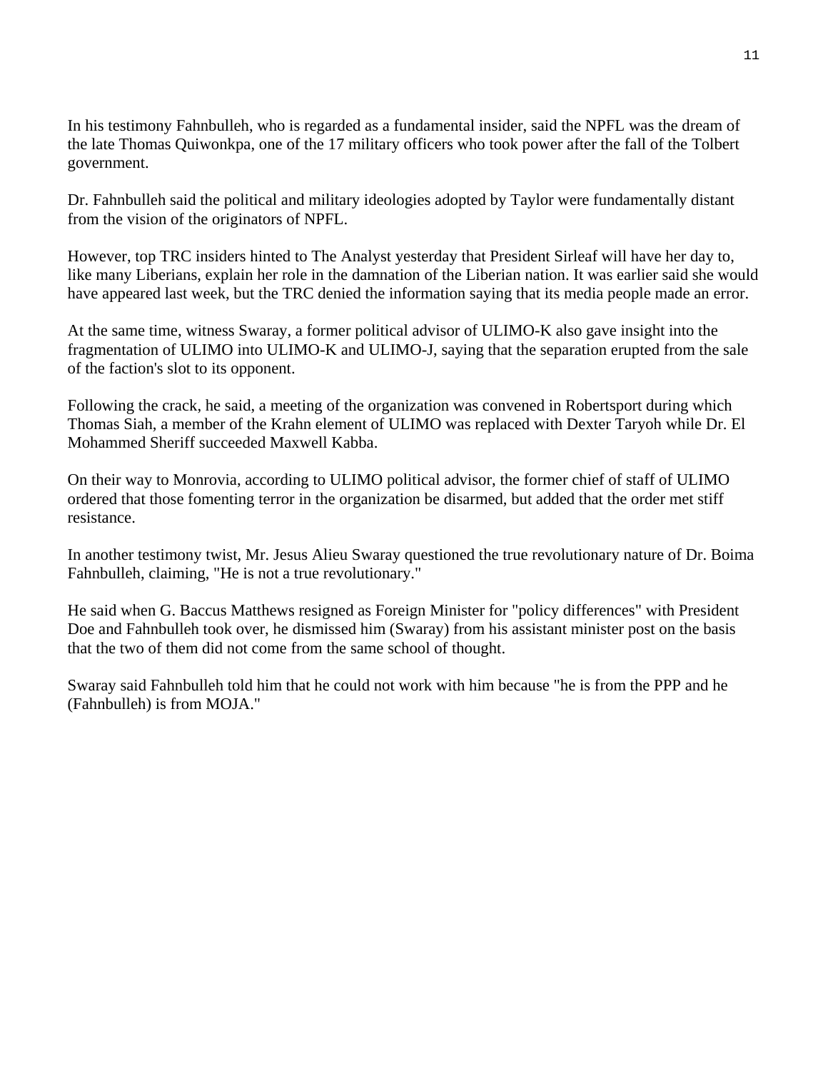In his testimony Fahnbulleh, who is regarded as a fundamental insider, said the NPFL was the dream of the late Thomas Quiwonkpa, one of the 17 military officers who took power after the fall of the Tolbert government.

Dr. Fahnbulleh said the political and military ideologies adopted by Taylor were fundamentally distant from the vision of the originators of NPFL.

However, top TRC insiders hinted to The Analyst yesterday that President Sirleaf will have her day to, like many Liberians, explain her role in the damnation of the Liberian nation. It was earlier said she would have appeared last week, but the TRC denied the information saying that its media people made an error.

At the same time, witness Swaray, a former political advisor of ULIMO-K also gave insight into the fragmentation of ULIMO into ULIMO-K and ULIMO-J, saying that the separation erupted from the sale of the faction's slot to its opponent.

Following the crack, he said, a meeting of the organization was convened in Robertsport during which Thomas Siah, a member of the Krahn element of ULIMO was replaced with Dexter Taryoh while Dr. El Mohammed Sheriff succeeded Maxwell Kabba.

On their way to Monrovia, according to ULIMO political advisor, the former chief of staff of ULIMO ordered that those fomenting terror in the organization be disarmed, but added that the order met stiff resistance.

In another testimony twist, Mr. Jesus Alieu Swaray questioned the true revolutionary nature of Dr. Boima Fahnbulleh, claiming, "He is not a true revolutionary."

He said when G. Baccus Matthews resigned as Foreign Minister for "policy differences" with President Doe and Fahnbulleh took over, he dismissed him (Swaray) from his assistant minister post on the basis that the two of them did not come from the same school of thought.

Swaray said Fahnbulleh told him that he could not work with him because "he is from the PPP and he (Fahnbulleh) is from MOJA."